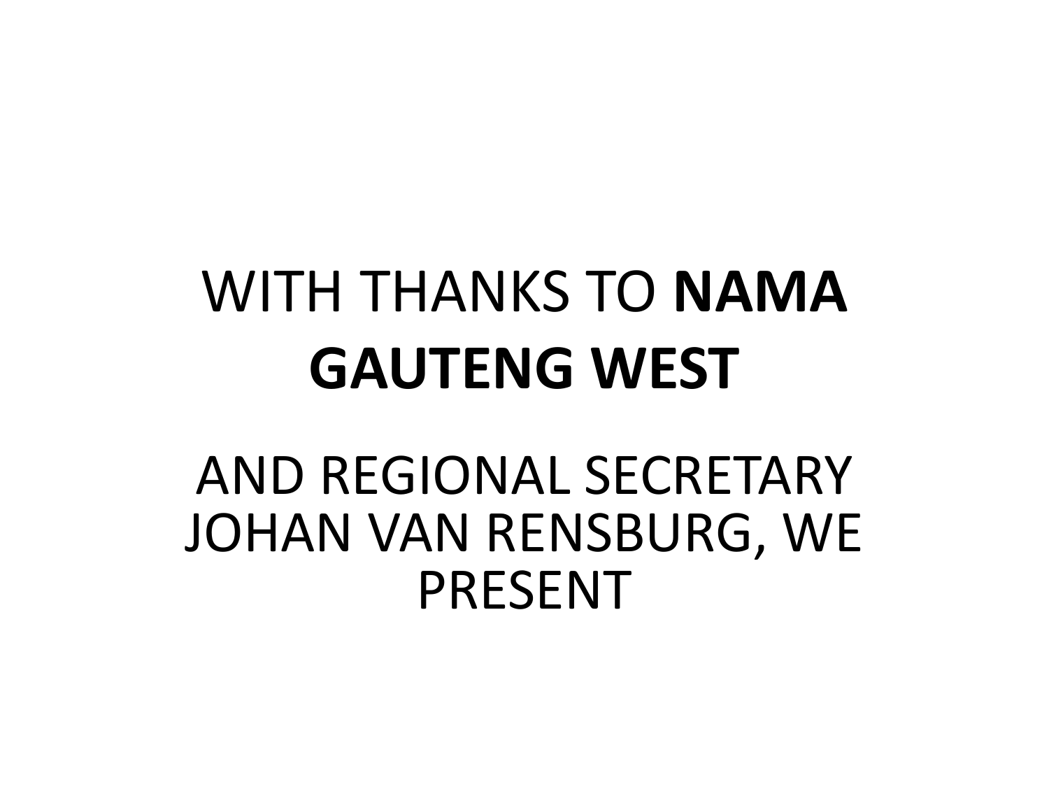WITH THANKS TO **NAMA GAUTENG WEST**

AND REGIONAL SECRETARY JOHAN VAN RENSBURG, WE PRESENT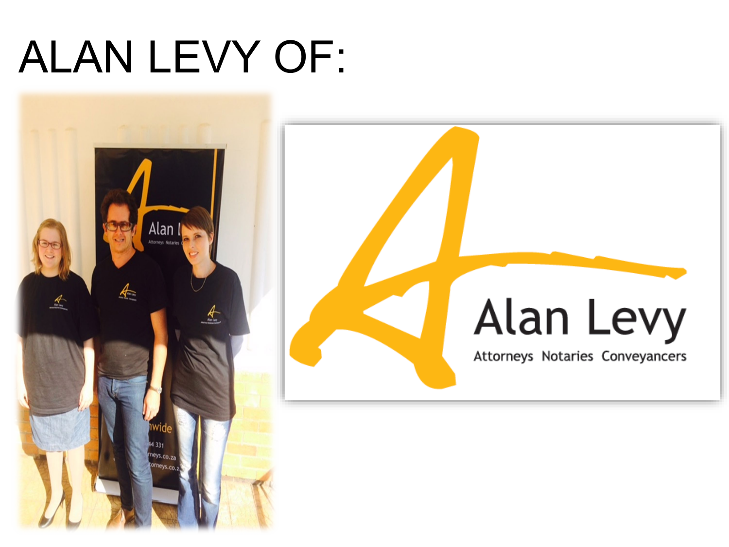# ALAN LEVY OF:

Alan Levy

Attorneys Notaries Conveyancers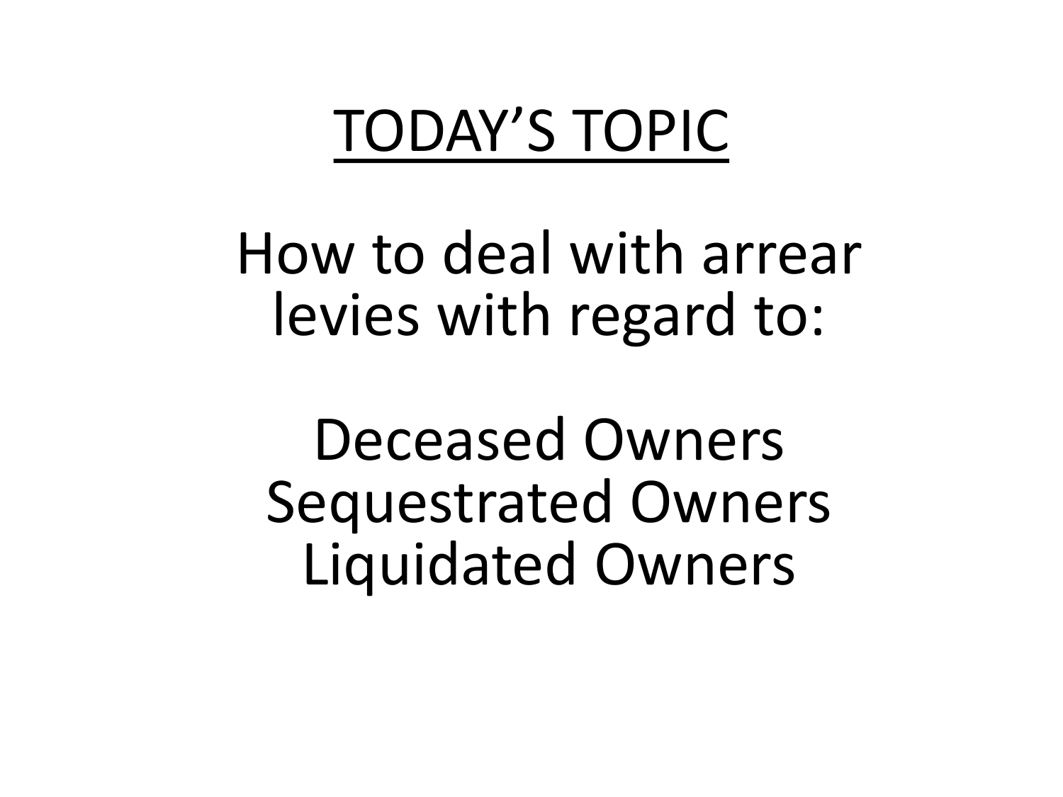# TODAY'S TOPIC

How to deal with arrear levies with regard to:

Deceased Owners
Sequestrated Owners
Liquidated Owners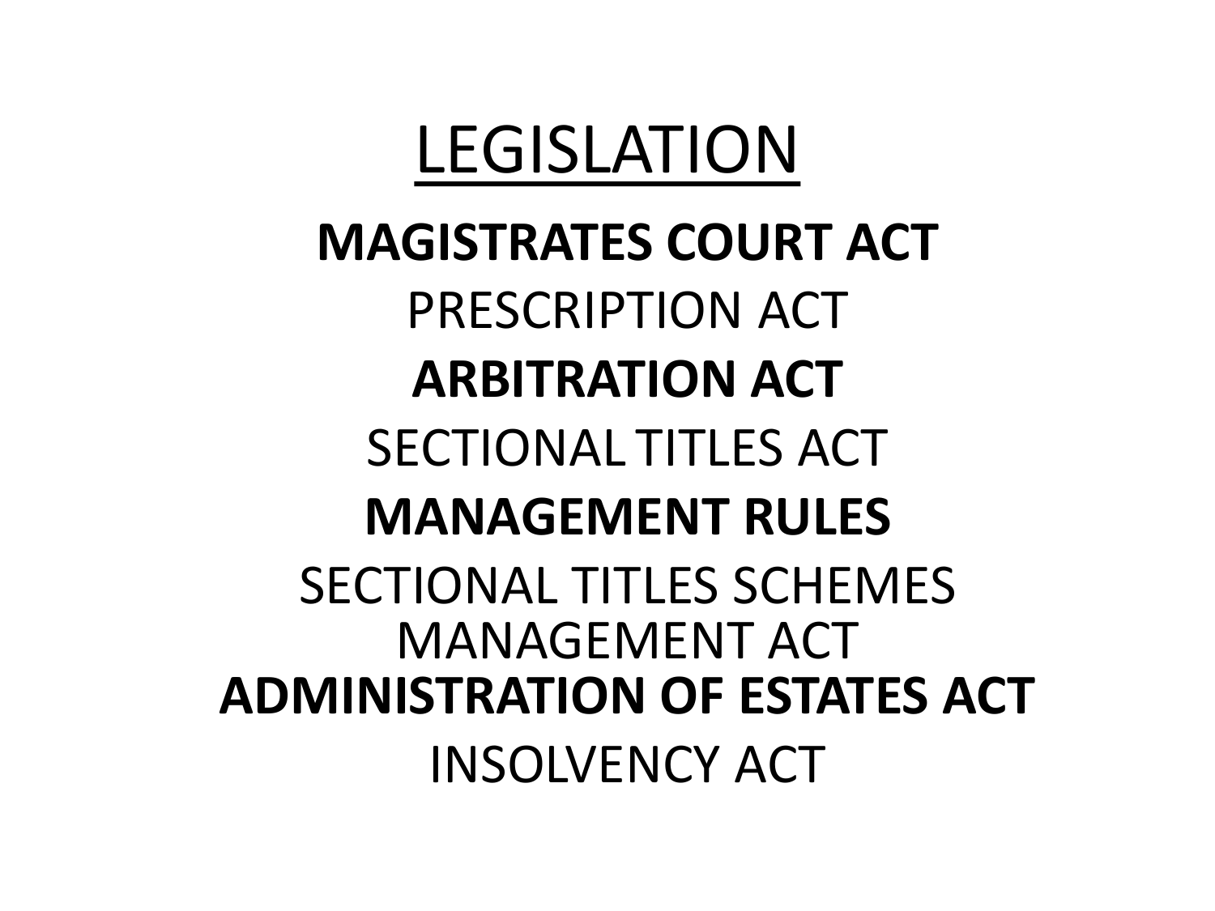# LEGISLATION

**MAGISTRATES COURT ACT**

PRESCRIPTION ACT

**ARBITRATION ACT**

SECTIONAL TITLES ACT

**MANAGEMENT RULES**

SECTIONAL TITLES SCHEMES MANAGEMENT ACT

**ADMINISTRATION OF ESTATES ACT**

INSOLVENCY ACT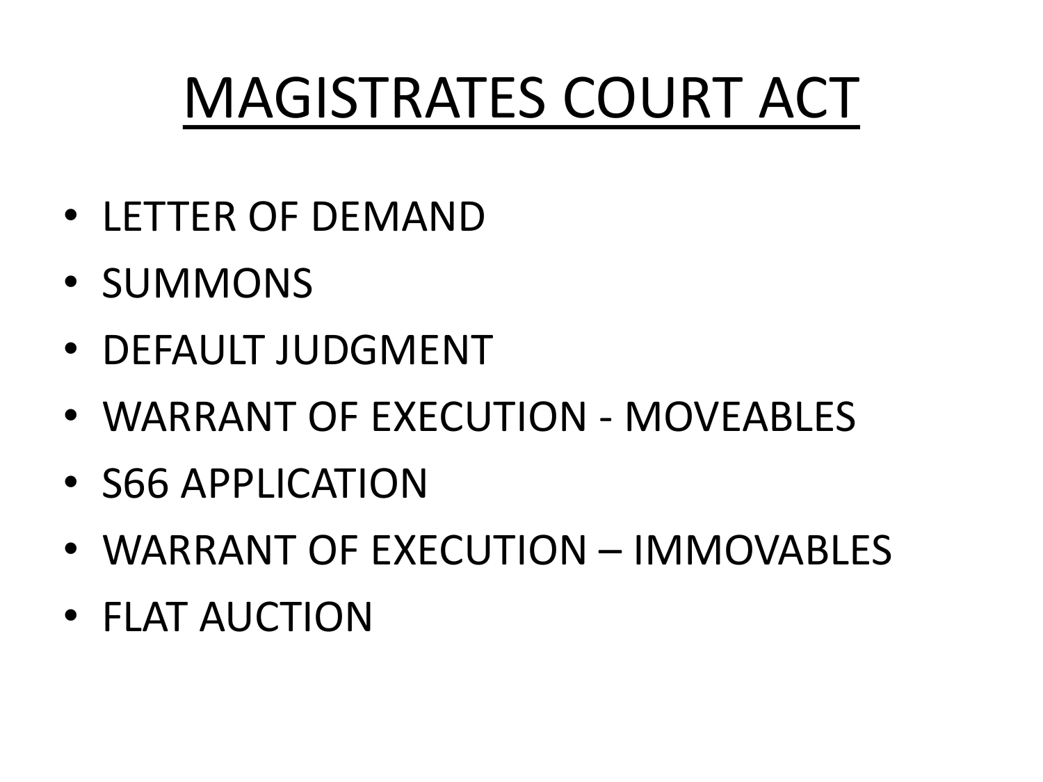# MAGISTRATES COURT ACT

- LETTER OF DEMAND
- SUMMONS
- DEFAULT JUDGMENT
- WARRANT OF EXECUTION - MOVEABLES
- S66 APPLICATION
- WARRANT OF EXECUTION – IMMOVABLES
- FLAT AUCTION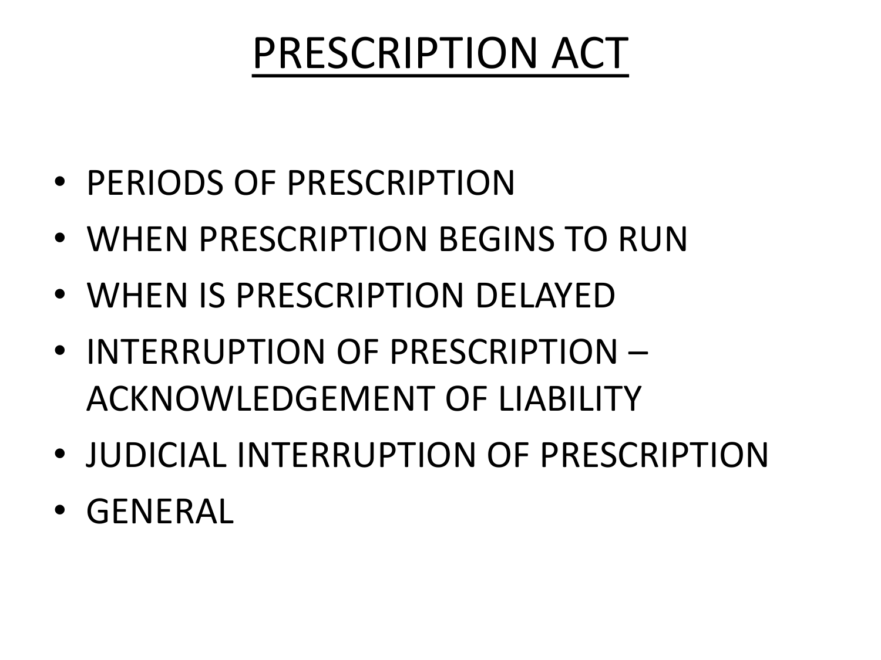# PRESCRIPTION ACT

- PERIODS OF PRESCRIPTION
- WHEN PRESCRIPTION BEGINS TO RUN
- WHEN IS PRESCRIPTION DELAYED
- INTERRUPTION OF PRESCRIPTION – ACKNOWLEDGEMENT OF LIABILITY
- JUDICIAL INTERRUPTION OF PRESCRIPTION
- GENERAL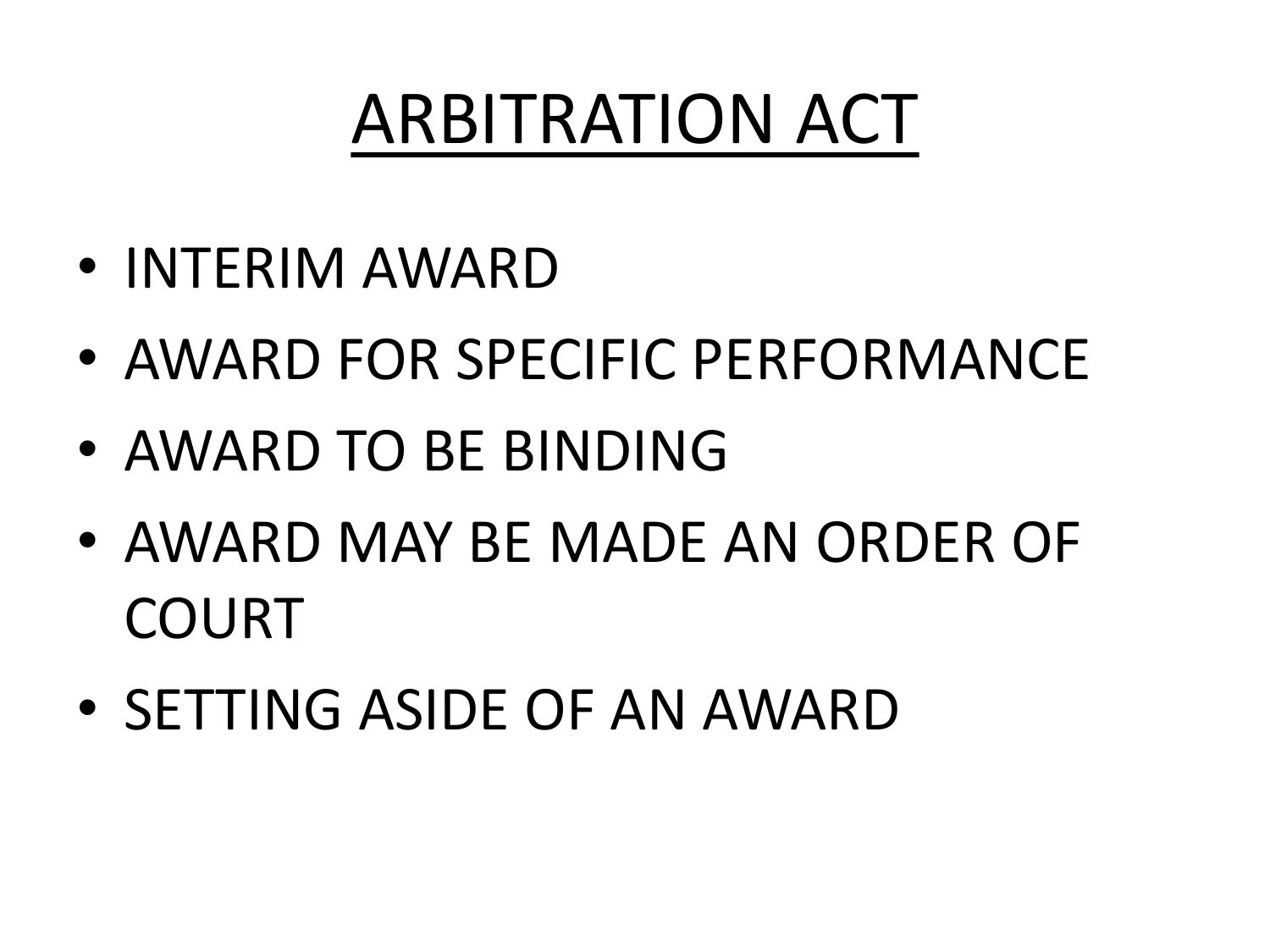# ARBITRATION ACT

- INTERIM AWARD
- AWARD FOR SPECIFIC PERFORMANCE
- AWARD TO BE BINDING
- AWARD MAY BE MADE AN ORDER OF COURT
- SETTING ASIDE OF AN AWARD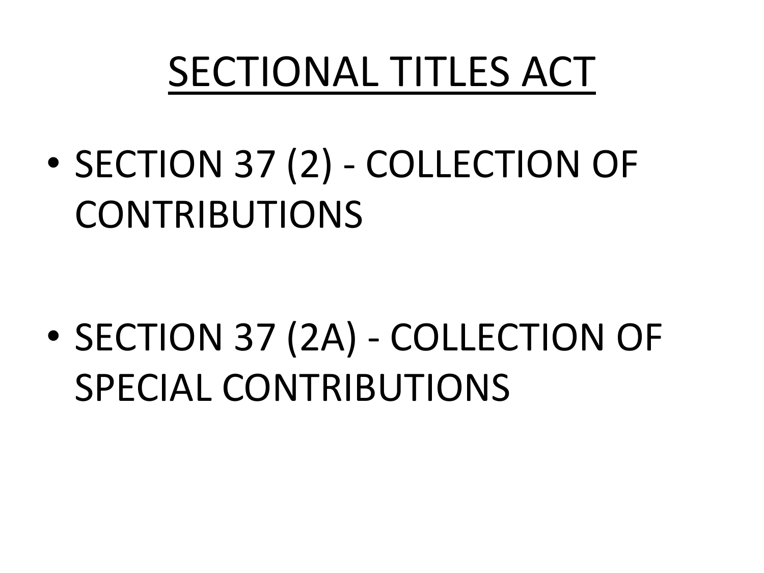# SECTIONAL TITLES ACT

- SECTION 37 (2) - COLLECTION OF CONTRIBUTIONS

- SECTION 37 (2A) - COLLECTION OF SPECIAL CONTRIBUTIONS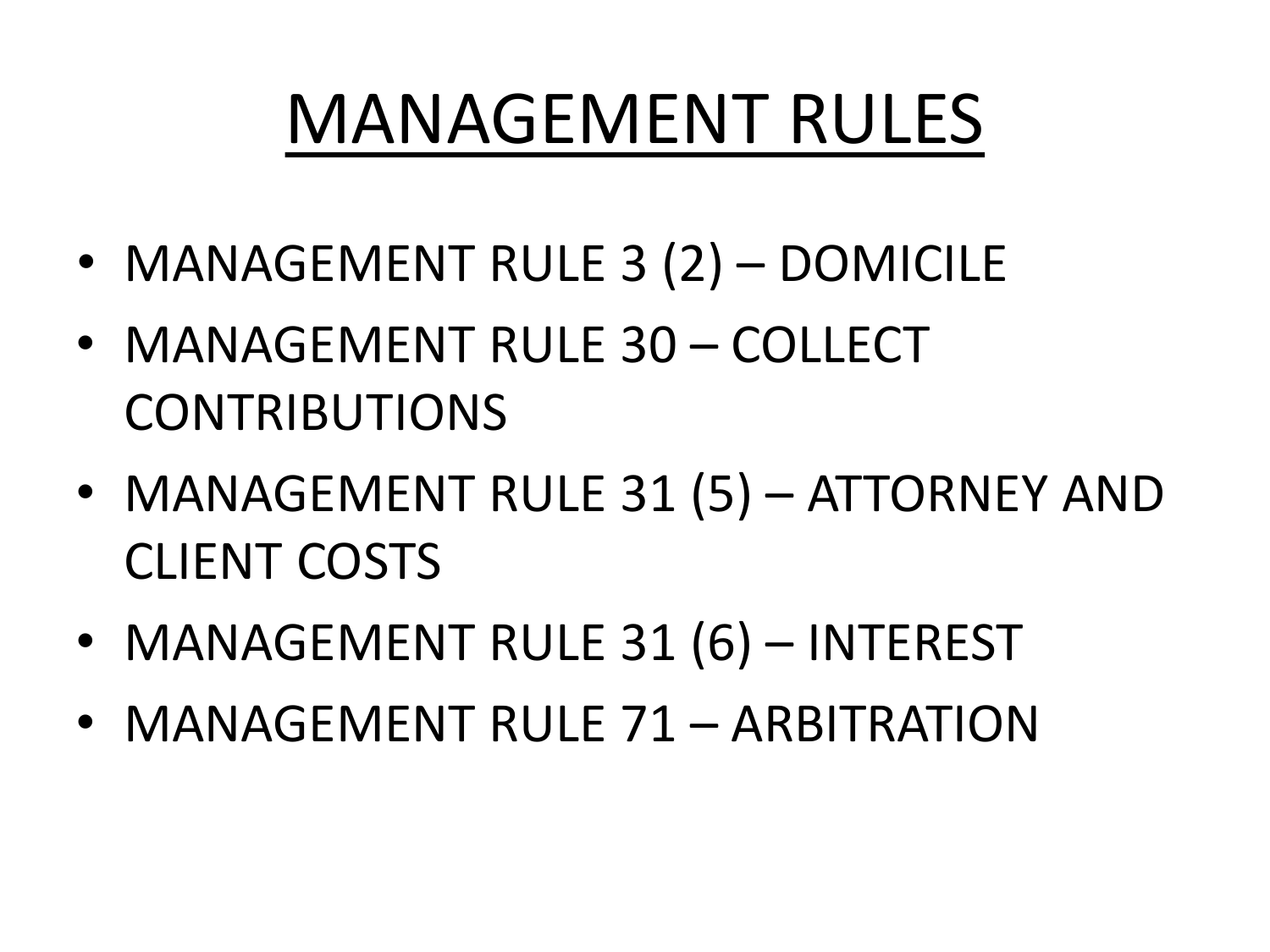# MANAGEMENT RULES

- MANAGEMENT RULE 3 (2) – DOMICILE
- MANAGEMENT RULE 30 – COLLECT CONTRIBUTIONS
- MANAGEMENT RULE 31 (5) – ATTORNEY AND CLIENT COSTS
- MANAGEMENT RULE 31 (6) – INTEREST
- MANAGEMENT RULE 71 – ARBITRATION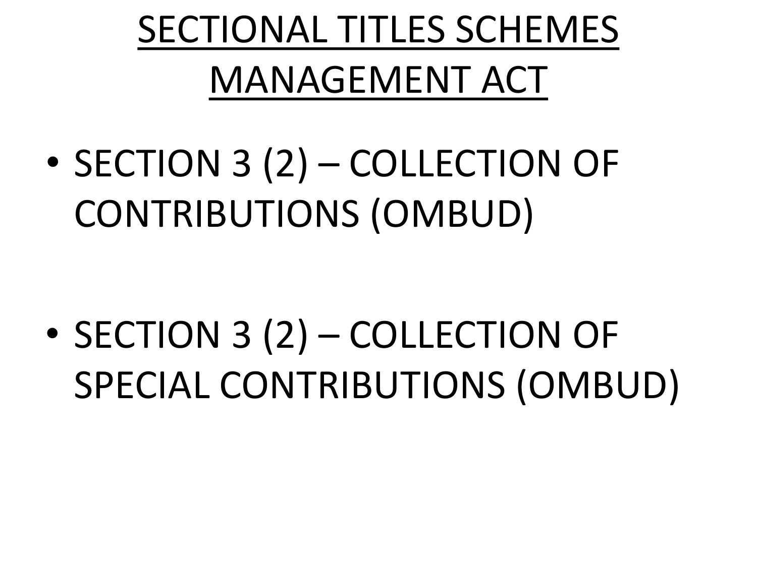# SECTIONAL TITLES SCHEMES MANAGEMENT ACT

- SECTION 3 (2) – COLLECTION OF CONTRIBUTIONS (OMBUD)

- SECTION 3 (2) – COLLECTION OF SPECIAL CONTRIBUTIONS (OMBUD)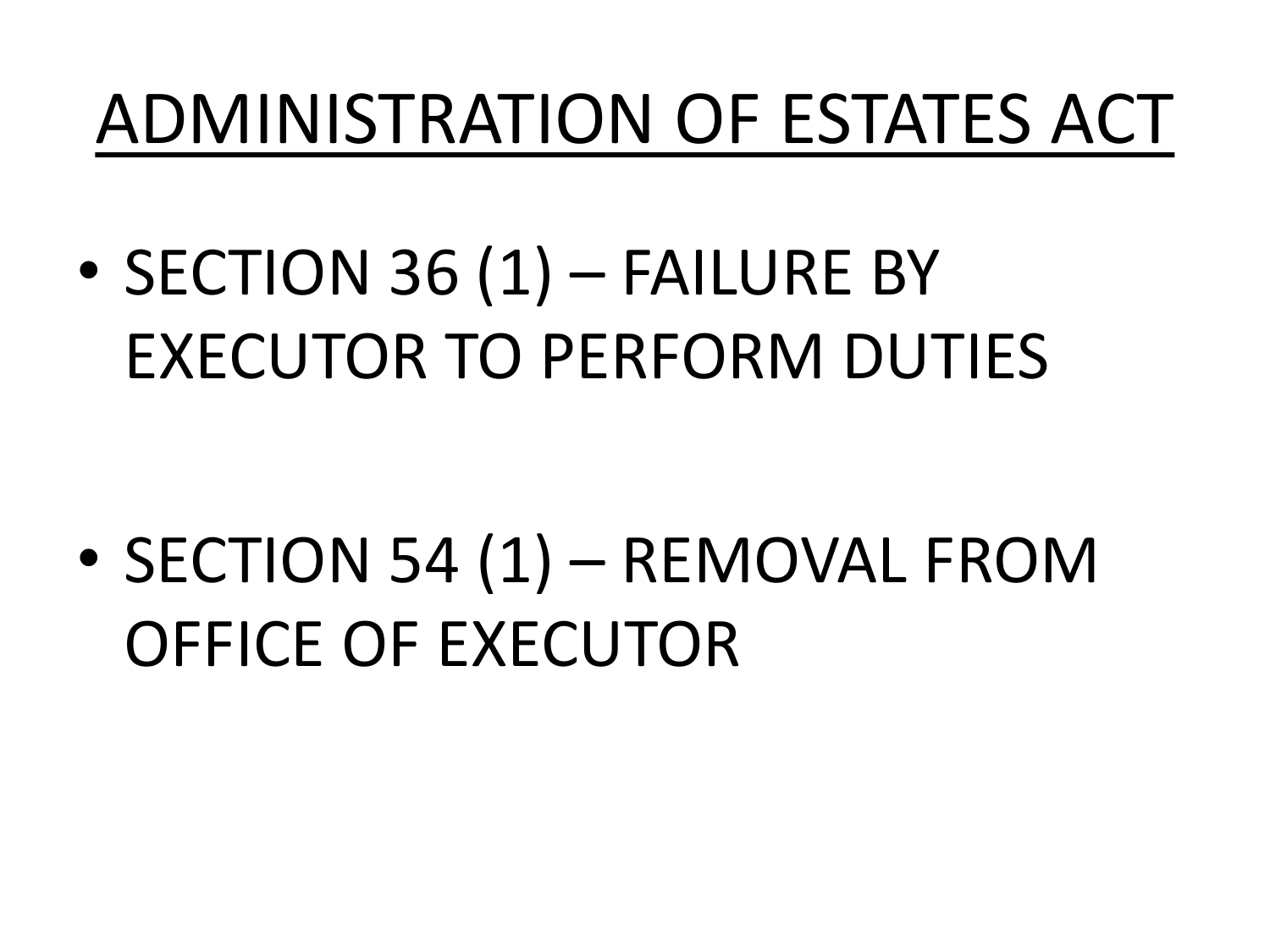# ADMINISTRATION OF ESTATES ACT

- SECTION 36 (1) – FAILURE BY EXECUTOR TO PERFORM DUTIES

- SECTION 54 (1) – REMOVAL FROM OFFICE OF EXECUTOR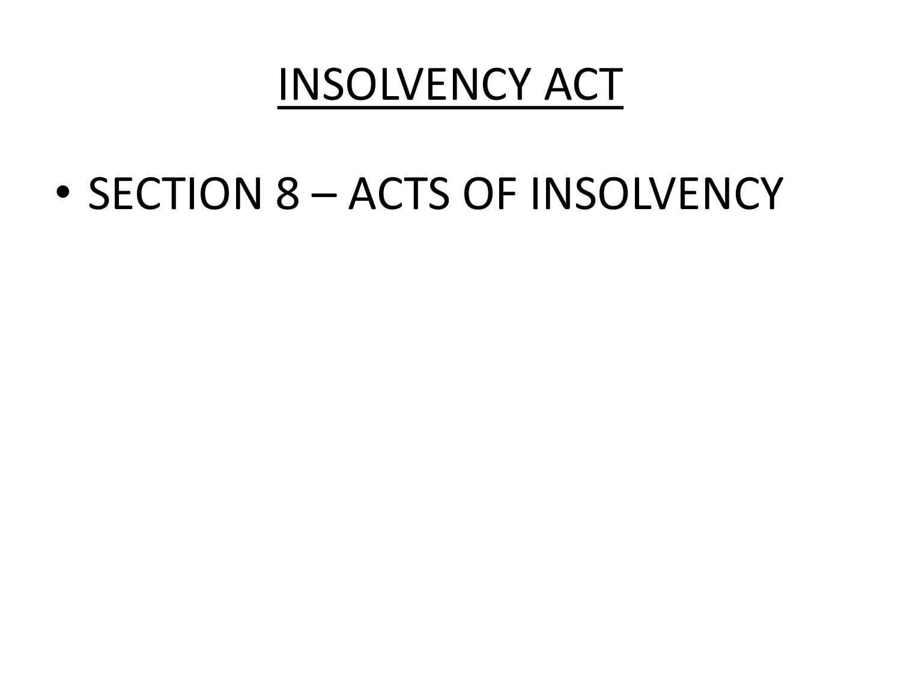# INSOLVENCY ACT

- SECTION 8 – ACTS OF INSOLVENCY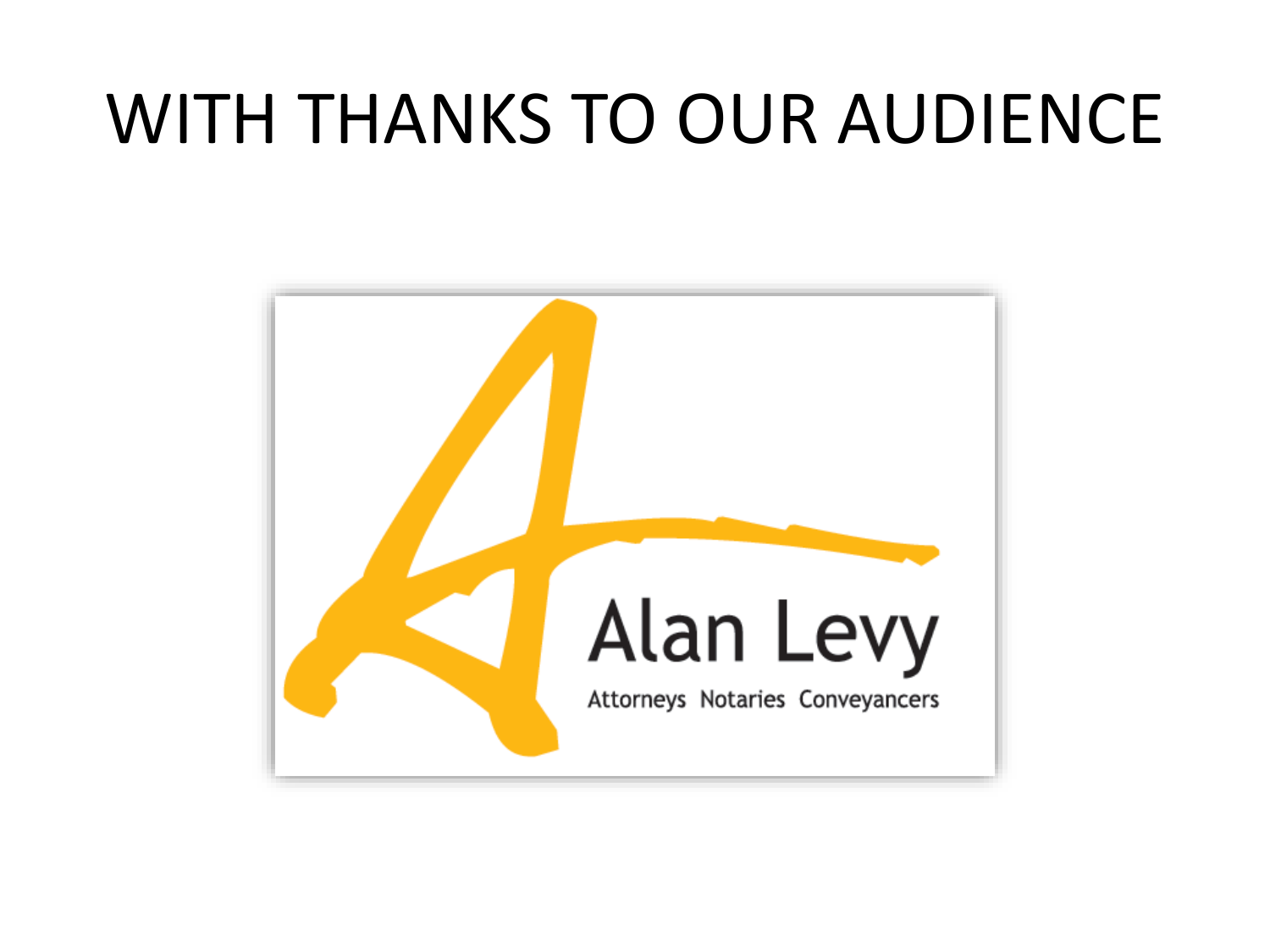# WITH THANKS TO OUR AUDIENCE

Alan Levy

Attorneys Notaries Conveyancers